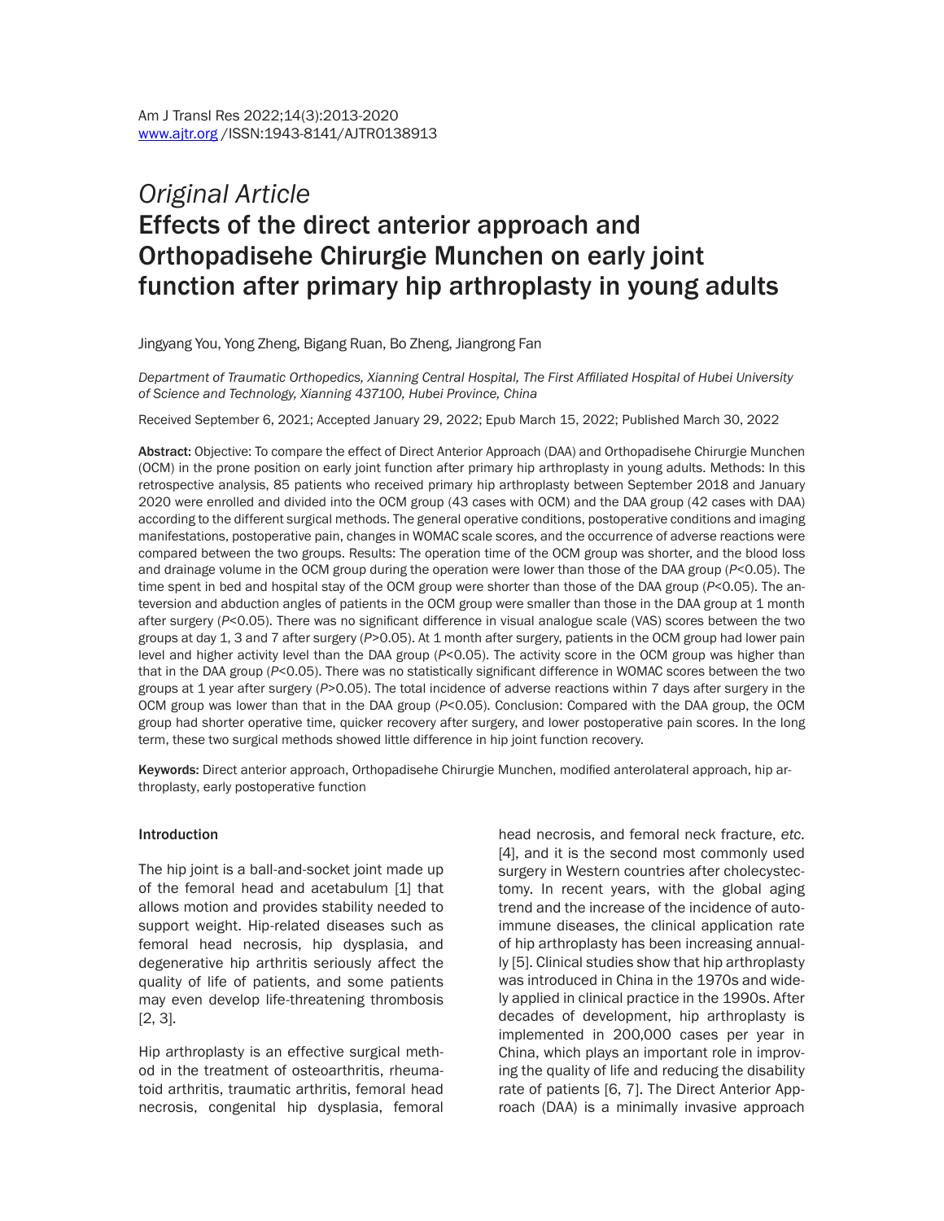*Original Article*

# Effects of the direct anterior approach and Orthopadisehe Chirurgie Munchen on early joint function after primary hip arthroplasty in young adults

Jingyang You, Yong Zheng, Bigang Ruan, Bo Zheng, Jiangrong Fan

*Department of Traumatic Orthopedics, Xianning Central Hospital, The First Affiliated Hospital of Hubei University of Science and Technology, Xianning 437100, Hubei Province, China*

Received September 6, 2021; Accepted January 29, 2022; Epub March 15, 2022; Published March 30, 2022

**Abstract:** Objective: To compare the effect of Direct Anterior Approach (DAA) and Orthopadisehe Chirurgie Munchen (OCM) in the prone position on early joint function after primary hip arthroplasty in young adults. Methods: In this retrospective analysis, 85 patients who received primary hip arthroplasty between September 2018 and January 2020 were enrolled and divided into the OCM group (43 cases with OCM) and the DAA group (42 cases with DAA) according to the different surgical methods. The general operative conditions, postoperative conditions and imaging manifestations, postoperative pain, changes in WOMAC scale scores, and the occurrence of adverse reactions were compared between the two groups. Results: The operation time of the OCM group was shorter, and the blood loss and drainage volume in the OCM group during the operation were lower than those of the DAA group (*P*<0.05). The time spent in bed and hospital stay of the OCM group were shorter than those of the DAA group (*P*<0.05). The anteversion and abduction angles of patients in the OCM group were smaller than those in the DAA group at 1 month after surgery (*P*<0.05). There was no significant difference in visual analogue scale (VAS) scores between the two groups at day 1, 3 and 7 after surgery (*P*>0.05). At 1 month after surgery, patients in the OCM group had lower pain level and higher activity level than the DAA group (*P*<0.05). The activity score in the OCM group was higher than that in the DAA group (*P*<0.05). There was no statistically significant difference in WOMAC scores between the two groups at 1 year after surgery (*P*>0.05). The total incidence of adverse reactions within 7 days after surgery in the OCM group was lower than that in the DAA group (*P*<0.05). Conclusion: Compared with the DAA group, the OCM group had shorter operative time, quicker recovery after surgery, and lower postoperative pain scores. In the long term, these two surgical methods showed little difference in hip joint function recovery.

**Keywords:** Direct anterior approach, Orthopadisehe Chirurgie Munchen, modified anterolateral approach, hip arthroplasty, early postoperative function

## Introduction

The hip joint is a ball-and-socket joint made up of the femoral head and acetabulum [1] that allows motion and provides stability needed to support weight. Hip-related diseases such as femoral head necrosis, hip dysplasia, and degenerative hip arthritis seriously affect the quality of life of patients, and some patients may even develop life-threatening thrombosis [2, 3].

Hip arthroplasty is an effective surgical method in the treatment of osteoarthritis, rheumatoid arthritis, traumatic arthritis, femoral head necrosis, congenital hip dysplasia, femoral head necrosis, and femoral neck fracture, *etc*. [4], and it is the second most commonly used surgery in Western countries after cholecystectomy. In recent years, with the global aging trend and the increase of the incidence of autoimmune diseases, the clinical application rate of hip arthroplasty has been increasing annually [5]. Clinical studies show that hip arthroplasty was introduced in China in the 1970s and widely applied in clinical practice in the 1990s. After decades of development, hip arthroplasty is implemented in 200,000 cases per year in China, which plays an important role in improving the quality of life and reducing the disability rate of patients [6, 7]. The Direct Anterior Approach (DAA) is a minimally invasive approach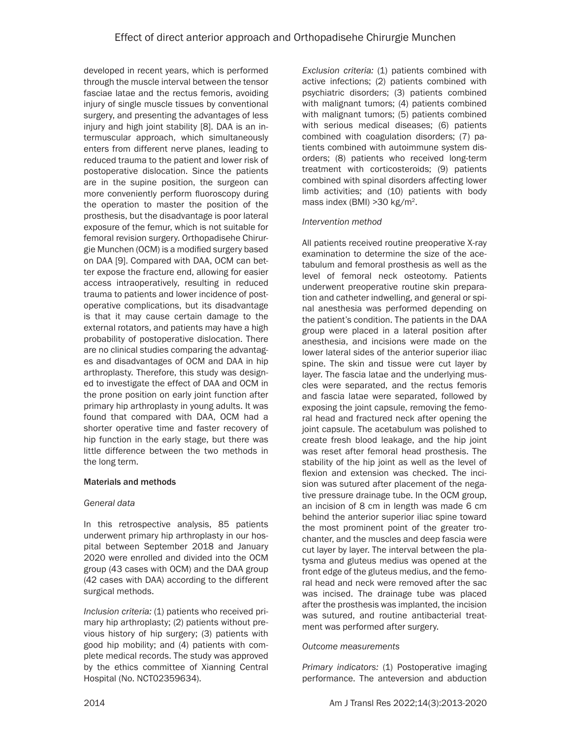developed in recent years, which is performed through the muscle interval between the tensor fasciae latae and the rectus femoris, avoiding injury of single muscle tissues by conventional surgery, and presenting the advantages of less injury and high joint stability [8]. DAA is an intermuscular approach, which simultaneously enters from different nerve planes, leading to reduced trauma to the patient and lower risk of postoperative dislocation. Since the patients are in the supine position, the surgeon can more conveniently perform fluoroscopy during the operation to master the position of the prosthesis, but the disadvantage is poor lateral exposure of the femur, which is not suitable for femoral revision surgery. Orthopadisehe Chirurgie Munchen (OCM) is a modified surgery based on DAA [9]. Compared with DAA, OCM can better expose the fracture end, allowing for easier access intraoperatively, resulting in reduced trauma to patients and lower incidence of postoperative complications, but its disadvantage is that it may cause certain damage to the external rotators, and patients may have a high probability of postoperative dislocation. There are no clinical studies comparing the advantages and disadvantages of OCM and DAA in hip arthroplasty. Therefore, this study was designed to investigate the effect of DAA and OCM in the prone position on early joint function after primary hip arthroplasty in young adults. It was found that compared with DAA, OCM had a shorter operative time and faster recovery of hip function in the early stage, but there was little difference between the two methods in the long term.

## Materials and methods

### *General data*

In this retrospective analysis, 85 patients underwent primary hip arthroplasty in our hospital between September 2018 and January 2020 were enrolled and divided into the OCM group (43 cases with OCM) and the DAA group (42 cases with DAA) according to the different surgical methods.

*Inclusion criteria:* (1) patients who received primary hip arthroplasty; (2) patients without previous history of hip surgery; (3) patients with good hip mobility; and (4) patients with complete medical records. The study was approved by the ethics committee of Xianning Central Hospital (No. NCT02359634).

*Exclusion criteria:* (1) patients combined with active infections; (2) patients combined with psychiatric disorders; (3) patients combined with malignant tumors; (4) patients combined with malignant tumors; (5) patients combined with serious medical diseases; (6) patients combined with coagulation disorders; (7) patients combined with autoimmune system disorders; (8) patients who received long-term treatment with corticosteroids; (9) patients combined with spinal disorders affecting lower limb activities; and (10) patients with body mass index (BMI) >30 kg/m$^2$.

### *Intervention method*

All patients received routine preoperative X-ray examination to determine the size of the acetabulum and femoral prosthesis as well as the level of femoral neck osteotomy. Patients underwent preoperative routine skin preparation and catheter indwelling, and general or spinal anesthesia was performed depending on the patient's condition. The patients in the DAA group were placed in a lateral position after anesthesia, and incisions were made on the lower lateral sides of the anterior superior iliac spine. The skin and tissue were cut layer by layer. The fascia latae and the underlying muscles were separated, and the rectus femoris and fascia latae were separated, followed by exposing the joint capsule, removing the femoral head and fractured neck after opening the joint capsule. The acetabulum was polished to create fresh blood leakage, and the hip joint was reset after femoral head prosthesis. The stability of the hip joint as well as the level of flexion and extension was checked. The incision was sutured after placement of the negative pressure drainage tube. In the OCM group, an incision of 8 cm in length was made 6 cm behind the anterior superior iliac spine toward the most prominent point of the greater trochanter, and the muscles and deep fascia were cut layer by layer. The interval between the platysma and gluteus medius was opened at the front edge of the gluteus medius, and the femoral head and neck were removed after the sac was incised. The drainage tube was placed after the prosthesis was implanted, the incision was sutured, and routine antibacterial treatment was performed after surgery.

### *Outcome measurements*

*Primary indicators:* (1) Postoperative imaging performance. The anteversion and abduction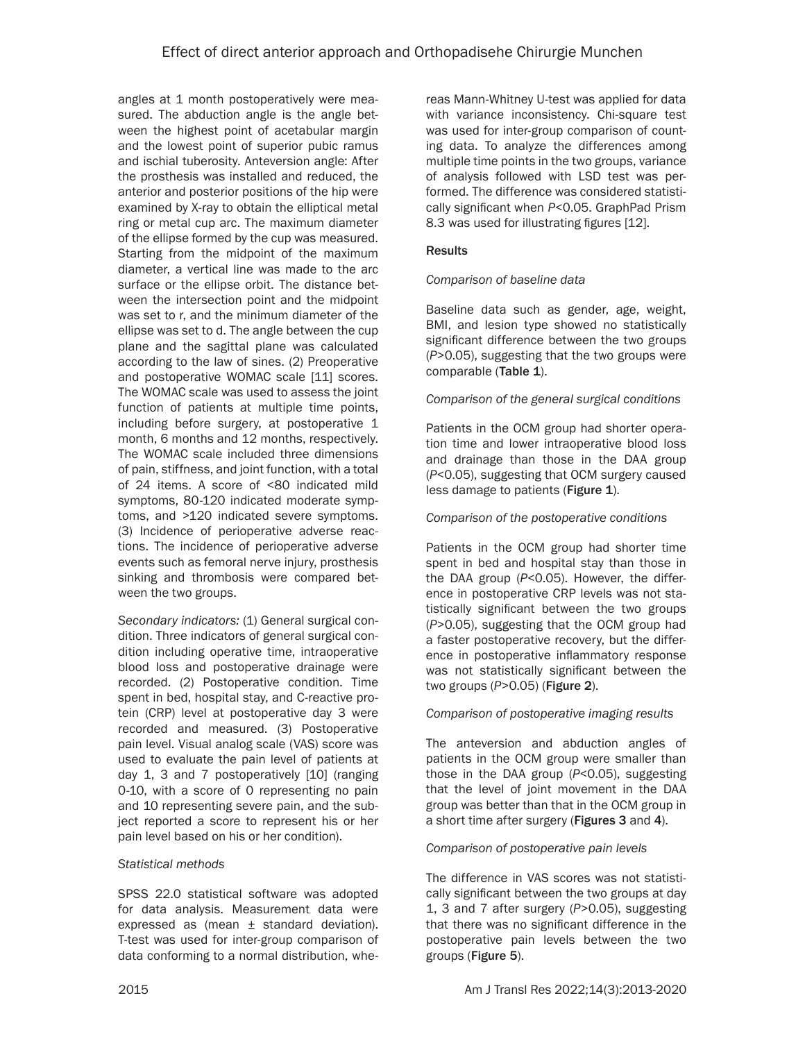angles at 1 month postoperatively were measured. The abduction angle is the angle between the highest point of acetabular margin and the lowest point of superior pubic ramus and ischial tuberosity. Anteversion angle: After the prosthesis was installed and reduced, the anterior and posterior positions of the hip were examined by X-ray to obtain the elliptical metal ring or metal cup arc. The maximum diameter of the ellipse formed by the cup was measured. Starting from the midpoint of the maximum diameter, a vertical line was made to the arc surface or the ellipse orbit. The distance between the intersection point and the midpoint was set to r, and the minimum diameter of the ellipse was set to d. The angle between the cup plane and the sagittal plane was calculated according to the law of sines. (2) Preoperative and postoperative WOMAC scale [11] scores. The WOMAC scale was used to assess the joint function of patients at multiple time points, including before surgery, at postoperative 1 month, 6 months and 12 months, respectively. The WOMAC scale included three dimensions of pain, stiffness, and joint function, with a total of 24 items. A score of <80 indicated mild symptoms, 80-120 indicated moderate symptoms, and >120 indicated severe symptoms. (3) Incidence of perioperative adverse reactions. The incidence of perioperative adverse events such as femoral nerve injury, prosthesis sinking and thrombosis were compared between the two groups.

*Secondary indicators:* (1) General surgical condition. Three indicators of general surgical condition including operative time, intraoperative blood loss and postoperative drainage were recorded. (2) Postoperative condition. Time spent in bed, hospital stay, and C-reactive protein (CRP) level at postoperative day 3 were recorded and measured. (3) Postoperative pain level. Visual analog scale (VAS) score was used to evaluate the pain level of patients at day 1, 3 and 7 postoperatively [10] (ranging 0-10, with a score of 0 representing no pain and 10 representing severe pain, and the subject reported a score to represent his or her pain level based on his or her condition).

*Statistical methods*

SPSS 22.0 statistical software was adopted for data analysis. Measurement data were expressed as (mean ± standard deviation). T-test was used for inter-group comparison of data conforming to a normal distribution, whereas Mann-Whitney U-test was applied for data with variance inconsistency. Chi-square test was used for inter-group comparison of counting data. To analyze the differences among multiple time points in the two groups, variance of analysis followed with LSD test was performed. The difference was considered statistically significant when $P<0.05$. GraphPad Prism 8.3 was used for illustrating figures [12].

## Results

*Comparison of baseline data*

Baseline data such as gender, age, weight, BMI, and lesion type showed no statistically significant difference between the two groups ($P>0.05$), suggesting that the two groups were comparable (**Table 1**).

*Comparison of the general surgical conditions*

Patients in the OCM group had shorter operation time and lower intraoperative blood loss and drainage than those in the DAA group ($P<0.05$), suggesting that OCM surgery caused less damage to patients (**Figure 1**).

*Comparison of the postoperative conditions*

Patients in the OCM group had shorter time spent in bed and hospital stay than those in the DAA group ($P<0.05$). However, the difference in postoperative CRP levels was not statistically significant between the two groups ($P>0.05$), suggesting that the OCM group had a faster postoperative recovery, but the difference in postoperative inflammatory response was not statistically significant between the two groups ($P>0.05$) (**Figure 2**).

*Comparison of postoperative imaging results*

The anteversion and abduction angles of patients in the OCM group were smaller than those in the DAA group ($P<0.05$), suggesting that the level of joint movement in the DAA group was better than that in the OCM group in a short time after surgery (**Figures 3** and **4**).

*Comparison of postoperative pain levels*

The difference in VAS scores was not statistically significant between the two groups at day 1, 3 and 7 after surgery ($P>0.05$), suggesting that there was no significant difference in the postoperative pain levels between the two groups (**Figure 5**).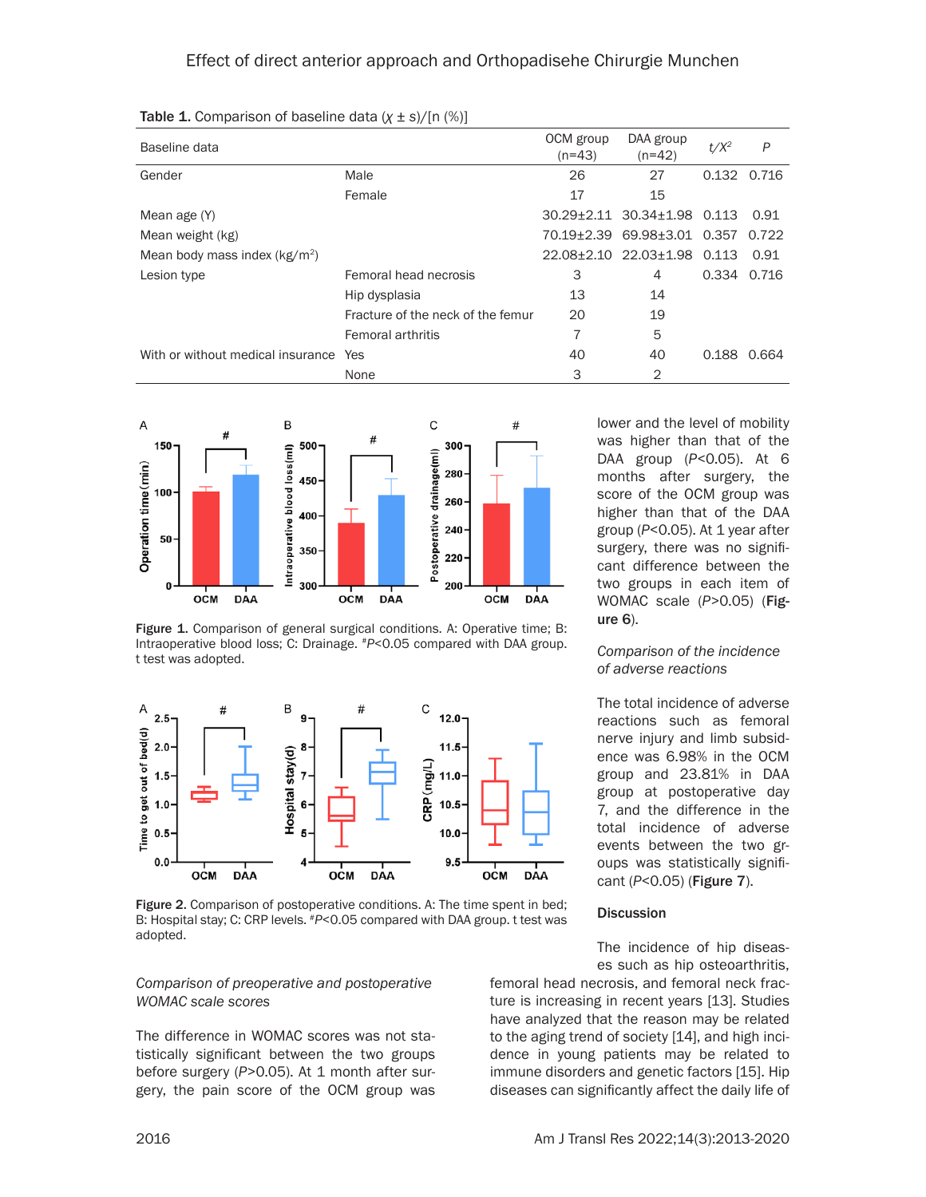Table 1. Comparison of baseline data ($\chi \pm s$)/[n (%)]

| Baseline data | | OCM group (n=43) | DAA group (n=42) | $t/X^2$ | $P$ |
|---|---|---|---|---|---|
| Gender | Male | 26 | 27 | 0.132 | 0.716 |
| | Female | 17 | 15 | | |
| Mean age (Y) | | 30.29±2.11 | 30.34±1.98 | 0.113 | 0.91 |
| Mean weight (kg) | | 70.19±2.39 | 69.98±3.01 | 0.357 | 0.722 |
| Mean body mass index (kg/m$^2$) | | 22.08±2.10 | 22.03±1.98 | 0.113 | 0.91 |
| Lesion type | Femoral head necrosis | 3 | 4 | 0.334 | 0.716 |
| | Hip dysplasia | 13 | 14 | | |
| | Fracture of the neck of the femur | 20 | 19 | | |
| | Femoral arthritis | 7 | 5 | | |
| With or without medical insurance | Yes | 40 | 40 | 0.188 | 0.664 |
| | None | 3 | 2 | | |

Figure 1. Comparison of general surgical conditions. A: Operative time; B: Intraoperative blood loss; C: Drainage. #P<0.05 compared with DAA group. t test was adopted.

Figure 2. Comparison of postoperative conditions. A: The time spent in bed; B: Hospital stay; C: CRP levels. #P<0.05 compared with DAA group. t test was adopted.

*Comparison of preoperative and postoperative WOMAC scale scores*

The difference in WOMAC scores was not statistically significant between the two groups before surgery ($P$>0.05). At 1 month after surgery, the pain score of the OCM group was lower and the level of mobility was higher than that of the DAA group ($P$<0.05). At 6 months after surgery, the score of the OCM group was higher than that of the DAA group ($P$<0.05). At 1 year after surgery, there was no significant difference between the two groups in each item of WOMAC scale ($P$>0.05) (**Figure 6**).

*Comparison of the incidence of adverse reactions*

The total incidence of adverse reactions such as femoral nerve injury and limb subsidence was 6.98% in the OCM group and 23.81% in DAA group at postoperative day 7, and the difference in the total incidence of adverse events between the two groups was statistically significant ($P$<0.05) (**Figure 7**).

## Discussion

The incidence of hip diseases such as hip osteoarthritis, femoral head necrosis, and femoral neck fracture is increasing in recent years [13]. Studies have analyzed that the reason may be related to the aging trend of society [14], and high incidence in young patients may be related to immune disorders and genetic factors [15]. Hip diseases can significantly affect the daily life of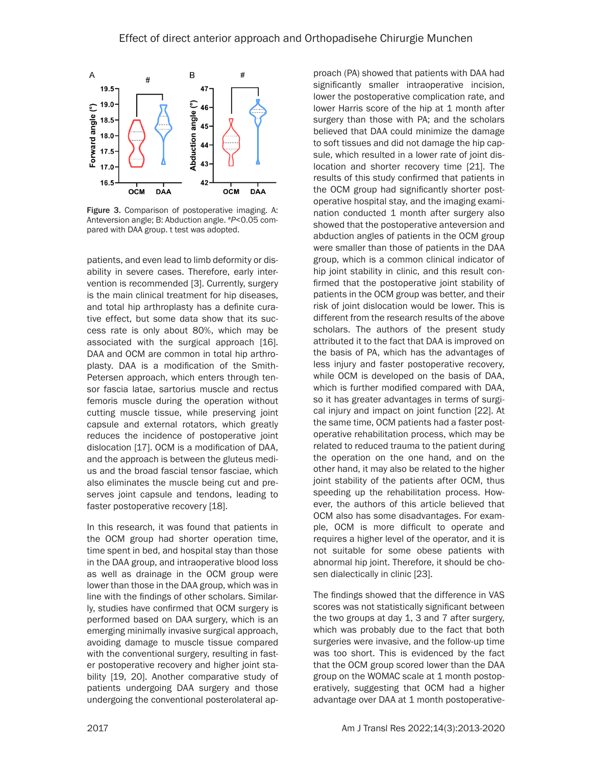Figure 3. Comparison of postoperative imaging. A: Anteversion angle; B: Abduction angle. #$P<0.05$ compared with DAA group. t test was adopted.

patients, and even lead to limb deformity or disability in severe cases. Therefore, early intervention is recommended [3]. Currently, surgery is the main clinical treatment for hip diseases, and total hip arthroplasty has a definite curative effect, but some data show that its success rate is only about 80%, which may be associated with the surgical approach [16]. DAA and OCM are common in total hip arthroplasty. DAA is a modification of the Smith-Petersen approach, which enters through tensor fascia latae, sartorius muscle and rectus femoris muscle during the operation without cutting muscle tissue, while preserving joint capsule and external rotators, which greatly reduces the incidence of postoperative joint dislocation [17]. OCM is a modification of DAA, and the approach is between the gluteus medius and the broad fascial tensor fasciae, which also eliminates the muscle being cut and preserves joint capsule and tendons, leading to faster postoperative recovery [18].

In this research, it was found that patients in the OCM group had shorter operation time, time spent in bed, and hospital stay than those in the DAA group, and intraoperative blood loss as well as drainage in the OCM group were lower than those in the DAA group, which was in line with the findings of other scholars. Similarly, studies have confirmed that OCM surgery is performed based on DAA surgery, which is an emerging minimally invasive surgical approach, avoiding damage to muscle tissue compared with the conventional surgery, resulting in faster postoperative recovery and higher joint stability [19, 20]. Another comparative study of patients undergoing DAA surgery and those undergoing the conventional posterolateral approach (PA) showed that patients with DAA had significantly smaller intraoperative incision, lower the postoperative complication rate, and lower Harris score of the hip at 1 month after surgery than those with PA; and the scholars believed that DAA could minimize the damage to soft tissues and did not damage the hip capsule, which resulted in a lower rate of joint dislocation and shorter recovery time [21]. The results of this study confirmed that patients in the OCM group had significantly shorter postoperative hospital stay, and the imaging examination conducted 1 month after surgery also showed that the postoperative anteversion and abduction angles of patients in the OCM group were smaller than those of patients in the DAA group, which is a common clinical indicator of hip joint stability in clinic, and this result confirmed that the postoperative joint stability of patients in the OCM group was better, and their risk of joint dislocation would be lower. This is different from the research results of the above scholars. The authors of the present study attributed it to the fact that DAA is improved on the basis of PA, which has the advantages of less injury and faster postoperative recovery, while OCM is developed on the basis of DAA, which is further modified compared with DAA, so it has greater advantages in terms of surgical injury and impact on joint function [22]. At the same time, OCM patients had a faster postoperative rehabilitation process, which may be related to reduced trauma to the patient during the operation on the one hand, and on the other hand, it may also be related to the higher joint stability of the patients after OCM, thus speeding up the rehabilitation process. However, the authors of this article believed that OCM also has some disadvantages. For example, OCM is more difficult to operate and requires a higher level of the operator, and it is not suitable for some obese patients with abnormal hip joint. Therefore, it should be chosen dialectically in clinic [23].

The findings showed that the difference in VAS scores was not statistically significant between the two groups at day 1, 3 and 7 after surgery, which was probably due to the fact that both surgeries were invasive, and the follow-up time was too short. This is evidenced by the fact that the OCM group scored lower than the DAA group on the WOMAC scale at 1 month postoperatively, suggesting that OCM had a higher advantage over DAA at 1 month postoperative-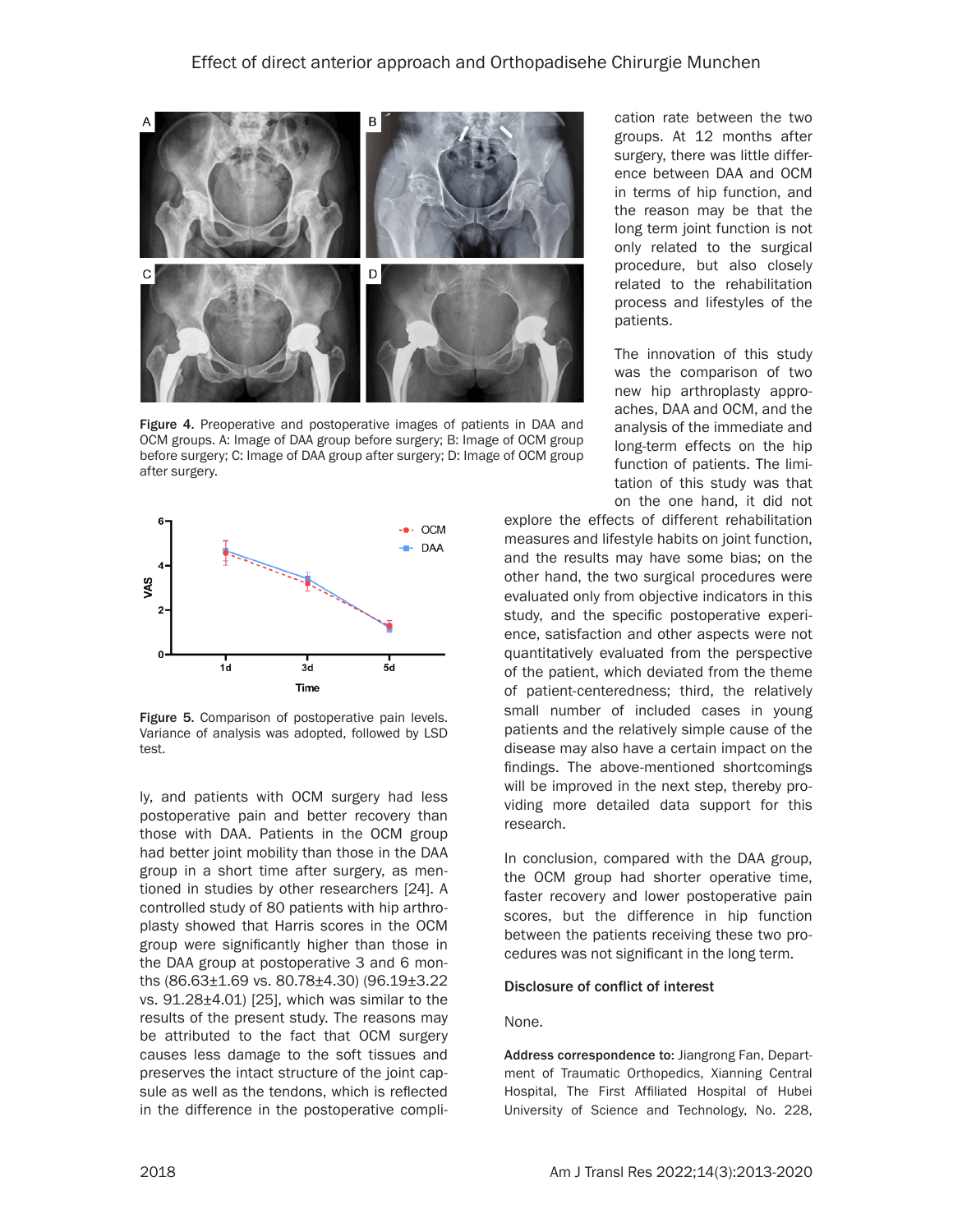Figure 4. Preoperative and postoperative images of patients in DAA and OCM groups. A: Image of DAA group before surgery; B: Image of OCM group before surgery; C: Image of DAA group after surgery; D: Image of OCM group after surgery.

Figure 5. Comparison of postoperative pain levels. Variance of analysis was adopted, followed by LSD test.

ly, and patients with OCM surgery had less postoperative pain and better recovery than those with DAA. Patients in the OCM group had better joint mobility than those in the DAA group in a short time after surgery, as mentioned in studies by other researchers [24]. A controlled study of 80 patients with hip arthroplasty showed that Harris scores in the OCM group were significantly higher than those in the DAA group at postoperative 3 and 6 months (86.63±1.69 vs. 80.78±4.30) (96.19±3.22 vs. 91.28±4.01) [25], which was similar to the results of the present study. The reasons may be attributed to the fact that OCM surgery causes less damage to the soft tissues and preserves the intact structure of the joint capsule as well as the tendons, which is reflected in the difference in the postoperative complication rate between the two groups. At 12 months after surgery, there was little difference between DAA and OCM in terms of hip function, and the reason may be that the long term joint function is not only related to the surgical procedure, but also closely related to the rehabilitation process and lifestyles of the patients.

The innovation of this study was the comparison of two new hip arthroplasty approaches, DAA and OCM, and the analysis of the immediate and long-term effects on the hip function of patients. The limitation of this study was that on the one hand, it did not explore the effects of different rehabilitation measures and lifestyle habits on joint function, and the results may have some bias; on the other hand, the two surgical procedures were evaluated only from objective indicators in this study, and the specific postoperative experience, satisfaction and other aspects were not quantitatively evaluated from the perspective of the patient, which deviated from the theme of patient-centeredness; third, the relatively small number of included cases in young patients and the relatively simple cause of the disease may also have a certain impact on the findings. The above-mentioned shortcomings will be improved in the next step, thereby providing more detailed data support for this research.

In conclusion, compared with the DAA group, the OCM group had shorter operative time, faster recovery and lower postoperative pain scores, but the difference in hip function between the patients receiving these two procedures was not significant in the long term.

**Disclosure of conflict of interest**

None.

**Address correspondence to:** Jiangrong Fan, Department of Traumatic Orthopedics, Xianning Central Hospital, The First Affiliated Hospital of Hubei University of Science and Technology, No. 228,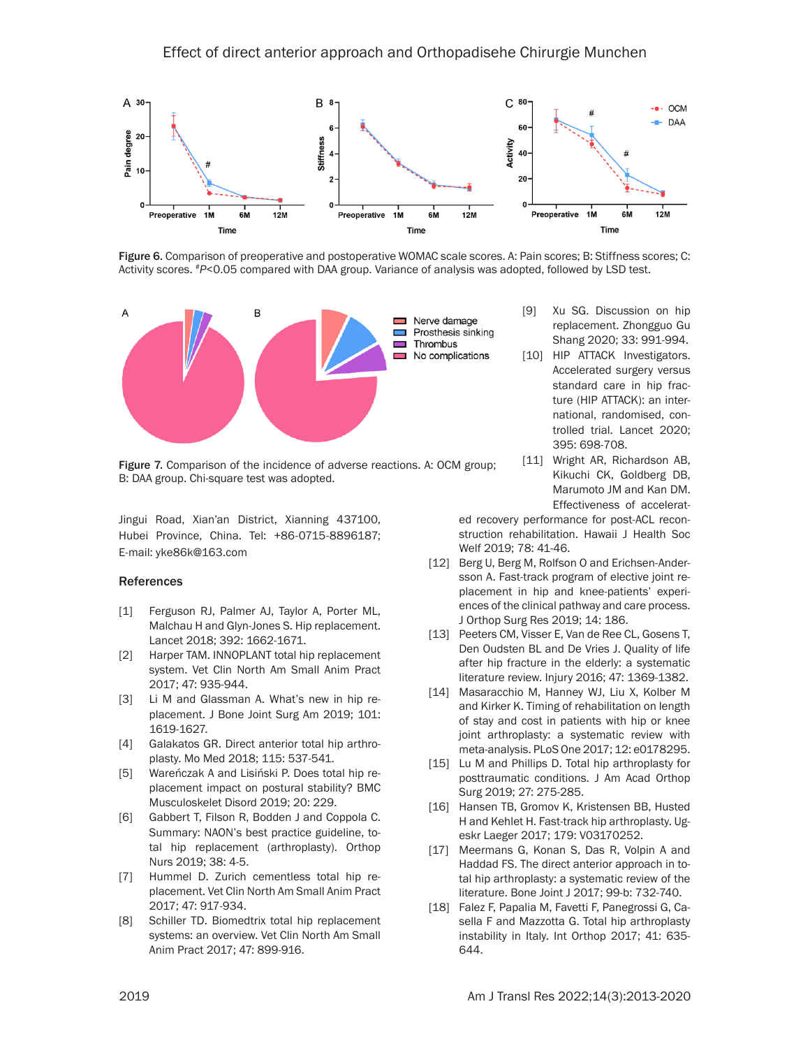Figure 6. Comparison of preoperative and postoperative WOMAC scale scores. A: Pain scores; B: Stiffness scores; C: Activity scores. $^{\#}P<0.05$ compared with DAA group. Variance of analysis was adopted, followed by LSD test.

Figure 7. Comparison of the incidence of adverse reactions. A: OCM group; B: DAA group. Chi-square test was adopted.

Jingui Road, Xian'an District, Xianning 437100, Hubei Province, China. Tel: +86-0715-8896187; E-mail: yke86k@163.com

## References

[1] Ferguson RJ, Palmer AJ, Taylor A, Porter ML, Malchau H and Glyn-Jones S. Hip replacement. Lancet 2018; 392: 1662-1671.

[2] Harper TAM. INNOPLANT total hip replacement system. Vet Clin North Am Small Anim Pract 2017; 47: 935-944.

[3] Li M and Glassman A. What's new in hip replacement. J Bone Joint Surg Am 2019; 101: 1619-1627.

[4] Galakatos GR. Direct anterior total hip arthroplasty. Mo Med 2018; 115: 537-541.

[5] Wareńczak A and Lisiński P. Does total hip replacement impact on postural stability? BMC Musculoskelet Disord 2019; 20: 229.

[6] Gabbert T, Filson R, Bodden J and Coppola C. Summary: NAON's best practice guideline, total hip replacement (arthroplasty). Orthop Nurs 2019; 38: 4-5.

[7] Hummel D. Zurich cementless total hip replacement. Vet Clin North Am Small Anim Pract 2017; 47: 917-934.

[8] Schiller TD. Biomedtrix total hip replacement systems: an overview. Vet Clin North Am Small Anim Pract 2017; 47: 899-916.

[9] Xu SG. Discussion on hip replacement. Zhongguo Gu Shang 2020; 33: 991-994.

[10] HIP ATTACK Investigators. Accelerated surgery versus standard care in hip fracture (HIP ATTACK): an international, randomised, controlled trial. Lancet 2020; 395: 698-708.

[11] Wright AR, Richardson AB, Kikuchi CK, Goldberg DB, Marumoto JM and Kan DM. Effectiveness of accelerated recovery performance for post-ACL reconstruction rehabilitation. Hawaii J Health Soc Welf 2019; 78: 41-46.

[12] Berg U, Berg M, Rolfson O and Erichsen-Andersson A. Fast-track program of elective joint replacement in hip and knee-patients' experiences of the clinical pathway and care process. J Orthop Surg Res 2019; 14: 186.

[13] Peeters CM, Visser E, Van de Ree CL, Gosens T, Den Oudsten BL and De Vries J. Quality of life after hip fracture in the elderly: a systematic literature review. Injury 2016; 47: 1369-1382.

[14] Masaracchio M, Hanney WJ, Liu X, Kolber M and Kirker K. Timing of rehabilitation on length of stay and cost in patients with hip or knee joint arthroplasty: a systematic review with meta-analysis. PLoS One 2017; 12: e0178295.

[15] Lu M and Phillips D. Total hip arthroplasty for posttraumatic conditions. J Am Acad Orthop Surg 2019; 27: 275-285.

[16] Hansen TB, Gromov K, Kristensen BB, Husted H and Kehlet H. Fast-track hip arthroplasty. Ugeskr Laeger 2017; 179: V03170252.

[17] Meermans G, Konan S, Das R, Volpin A and Haddad FS. The direct anterior approach in total hip arthroplasty: a systematic review of the literature. Bone Joint J 2017; 99-b: 732-740.

[18] Falez F, Papalia M, Favetti F, Panegrossi G, Casella F and Mazzotta G. Total hip arthroplasty instability in Italy. Int Orthop 2017; 41: 635-644.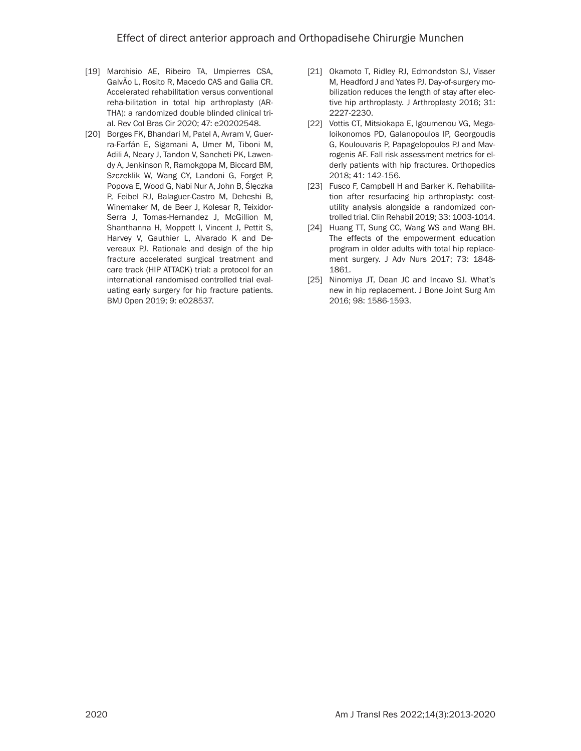[19] Marchisio AE, Ribeiro TA, Umpierres CSA, GalvÃo L, Rosito R, Macedo CAS and Galia CR. Accelerated rehabilitation versus conventional reha-bilitation in total hip arthroplasty (ARTHA): a randomized double blinded clinical trial. Rev Col Bras Cir 2020; 47: e20202548.

[20] Borges FK, Bhandari M, Patel A, Avram V, Guerra-Farfán E, Sigamani A, Umer M, Tiboni M, Adili A, Neary J, Tandon V, Sancheti PK, Lawendy A, Jenkinson R, Ramokgopa M, Biccard BM, Szczeklik W, Wang CY, Landoni G, Forget P, Popova E, Wood G, Nabi Nur A, John B, Ślęczka P, Feibel RJ, Balaguer-Castro M, Deheshi B, Winemaker M, de Beer J, Kolesar R, Teixidor-Serra J, Tomas-Hernandez J, McGillion M, Shanthanna H, Moppett I, Vincent J, Pettit S, Harvey V, Gauthier L, Alvarado K and Devereaux PJ. Rationale and design of the hip fracture accelerated surgical treatment and care track (HIP ATTACK) trial: a protocol for an international randomised controlled trial evaluating early surgery for hip fracture patients. BMJ Open 2019; 9: e028537.

[21] Okamoto T, Ridley RJ, Edmondston SJ, Visser M, Headford J and Yates PJ. Day-of-surgery mobilization reduces the length of stay after elective hip arthroplasty. J Arthroplasty 2016; 31: 2227-2230.

[22] Vottis CT, Mitsiokapa E, Igoumenou VG, Megaloikonomos PD, Galanopoulos IP, Georgoudis G, Koulouvaris P, Papagelopoulos PJ and Mavrogenis AF. Fall risk assessment metrics for elderly patients with hip fractures. Orthopedics 2018; 41: 142-156.

[23] Fusco F, Campbell H and Barker K. Rehabilitation after resurfacing hip arthroplasty: cost-utility analysis alongside a randomized controlled trial. Clin Rehabil 2019; 33: 1003-1014.

[24] Huang TT, Sung CC, Wang WS and Wang BH. The effects of the empowerment education program in older adults with total hip replacement surgery. J Adv Nurs 2017; 73: 1848-1861.

[25] Ninomiya JT, Dean JC and Incavo SJ. What's new in hip replacement. J Bone Joint Surg Am 2016; 98: 1586-1593.